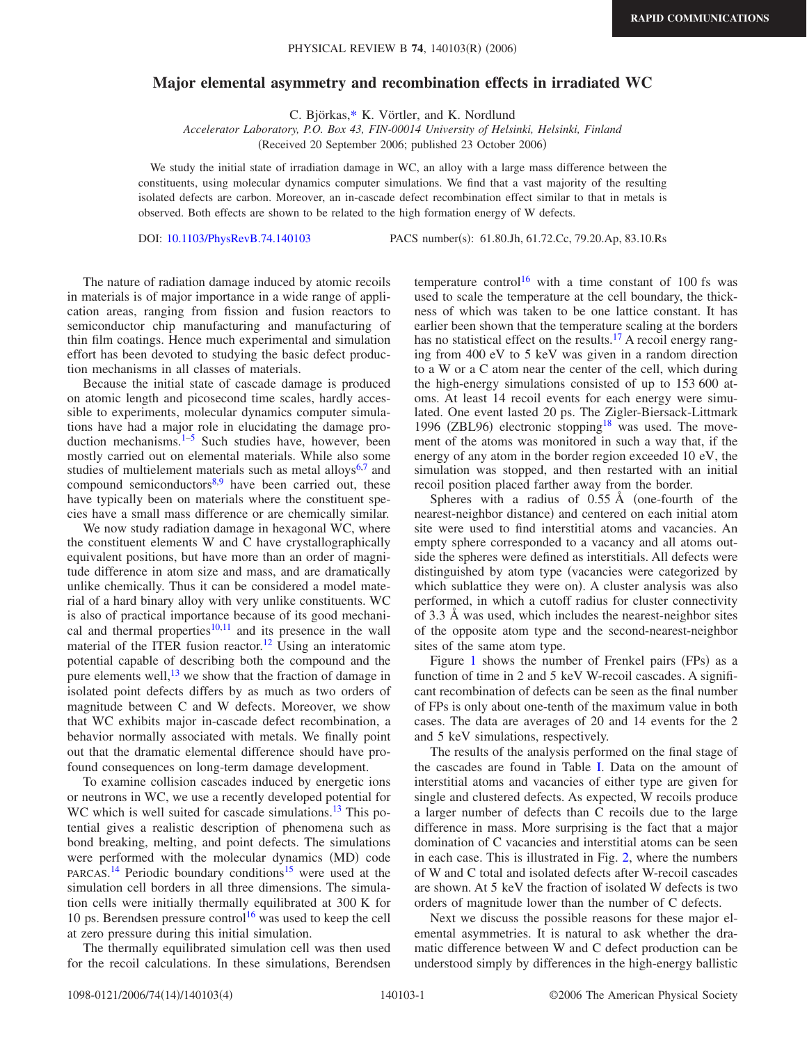# Major elemental asymmetry and recombination effects in irradiated WC

C. Björkas,* K. Vörtler, and K. Nordlund

*Accelerator Laboratory, P.O. Box 43, FIN-00014 University of Helsinki, Helsinki, Finland*

(Received 20 September 2006; published 23 October 2006)

We study the initial state of irradiation damage in WC, an alloy with a large mass difference between the constituents, using molecular dynamics computer simulations. We find that a vast majority of the resulting isolated defects are carbon. Moreover, an in-cascade defect recombination effect similar to that in metals is observed. Both effects are shown to be related to the high formation energy of W defects.

DOI: 10.1103/PhysRevB.74.140103 PACS number(s): 61.80.Jh, 61.72.Cc, 79.20.Ap, 83.10.Rs

The nature of radiation damage induced by atomic recoils in materials is of major importance in a wide range of application areas, ranging from fission and fusion reactors to semiconductor chip manufacturing and manufacturing of thin film coatings. Hence much experimental and simulation effort has been devoted to studying the basic defect production mechanisms in all classes of materials.

Because the initial state of cascade damage is produced on atomic length and picosecond time scales, hardly accessible to experiments, molecular dynamics computer simulations have had a major role in elucidating the damage production mechanisms.[1–5] Such studies have, however, been mostly carried out on elemental materials. While also some studies of multielement materials such as metal alloys[6,7] and compound semiconductors[8,9] have been carried out, these have typically been on materials where the constituent species have a small mass difference or are chemically similar.

We now study radiation damage in hexagonal WC, where the constituent elements W and C have crystallographically equivalent positions, but have more than an order of magnitude difference in atom size and mass, and are dramatically unlike chemically. Thus it can be considered a model material of a hard binary alloy with very unlike constituents. WC is also of practical importance because of its good mechanical and thermal properties[10,11] and its presence in the wall material of the ITER fusion reactor.[12] Using an interatomic potential capable of describing both the compound and the pure elements well,[13] we show that the fraction of damage in isolated point defects differs by as much as two orders of magnitude between C and W defects. Moreover, we show that WC exhibits major in-cascade defect recombination, a behavior normally associated with metals. We finally point out that the dramatic elemental difference should have profound consequences on long-term damage development.

To examine collision cascades induced by energetic ions or neutrons in WC, we use a recently developed potential for WC which is well suited for cascade simulations.[13] This potential gives a realistic description of phenomena such as bond breaking, melting, and point defects. The simulations were performed with the molecular dynamics (MD) code PARCAS.[14] Periodic boundary conditions[15] were used at the simulation cell borders in all three dimensions. The simulation cells were initially thermally equilibrated at 300 K for 10 ps. Berendsen pressure control[16] was used to keep the cell at zero pressure during this initial simulation.

The thermally equilibrated simulation cell was then used for the recoil calculations. In these simulations, Berendsen temperature control[16] with a time constant of 100 fs was used to scale the temperature at the cell boundary, the thickness of which was taken to be one lattice constant. It has earlier been shown that the temperature scaling at the borders has no statistical effect on the results.[17] A recoil energy ranging from 400 eV to 5 keV was given in a random direction to a W or a C atom near the center of the cell, which during the high-energy simulations consisted of up to 153 600 atoms. At least 14 recoil events for each energy were simulated. One event lasted 20 ps. The Zigler-Biersack-Littmark 1996 (ZBL96) electronic stopping[18] was used. The movement of the atoms was monitored in such a way that, if the energy of any atom in the border region exceeded 10 eV, the simulation was stopped, and then restarted with an initial recoil position placed farther away from the border.

Spheres with a radius of 0.55 Å (one-fourth of the nearest-neighbor distance) and centered on each initial atom site were used to find interstitial atoms and vacancies. An empty sphere corresponded to a vacancy and all atoms outside the spheres were defined as interstitials. All defects were distinguished by atom type (vacancies were categorized by which sublattice they were on). A cluster analysis was also performed, in which a cutoff radius for cluster connectivity of 3.3 Å was used, which includes the nearest-neighbor sites of the opposite atom type and the second-nearest-neighbor sites of the same atom type.

Figure 1 shows the number of Frenkel pairs (FPs) as a function of time in 2 and 5 keV W-recoil cascades. A significant recombination of defects can be seen as the final number of FPs is only about one-tenth of the maximum value in both cases. The data are averages of 20 and 14 events for the 2 and 5 keV simulations, respectively.

The results of the analysis performed on the final stage of the cascades are found in Table I. Data on the amount of interstitial atoms and vacancies of either type are given for single and clustered defects. As expected, W recoils produce a larger number of defects than C recoils due to the large difference in mass. More surprising is the fact that a major domination of C vacancies and interstitial atoms can be seen in each case. This is illustrated in Fig. 2, where the numbers of W and C total and isolated defects after W-recoil cascades are shown. At 5 keV the fraction of isolated W defects is two orders of magnitude lower than the number of C defects.

Next we discuss the possible reasons for these major elemental asymmetries. It is natural to ask whether the dramatic difference between W and C defect production can be understood simply by differences in the high-energy ballistic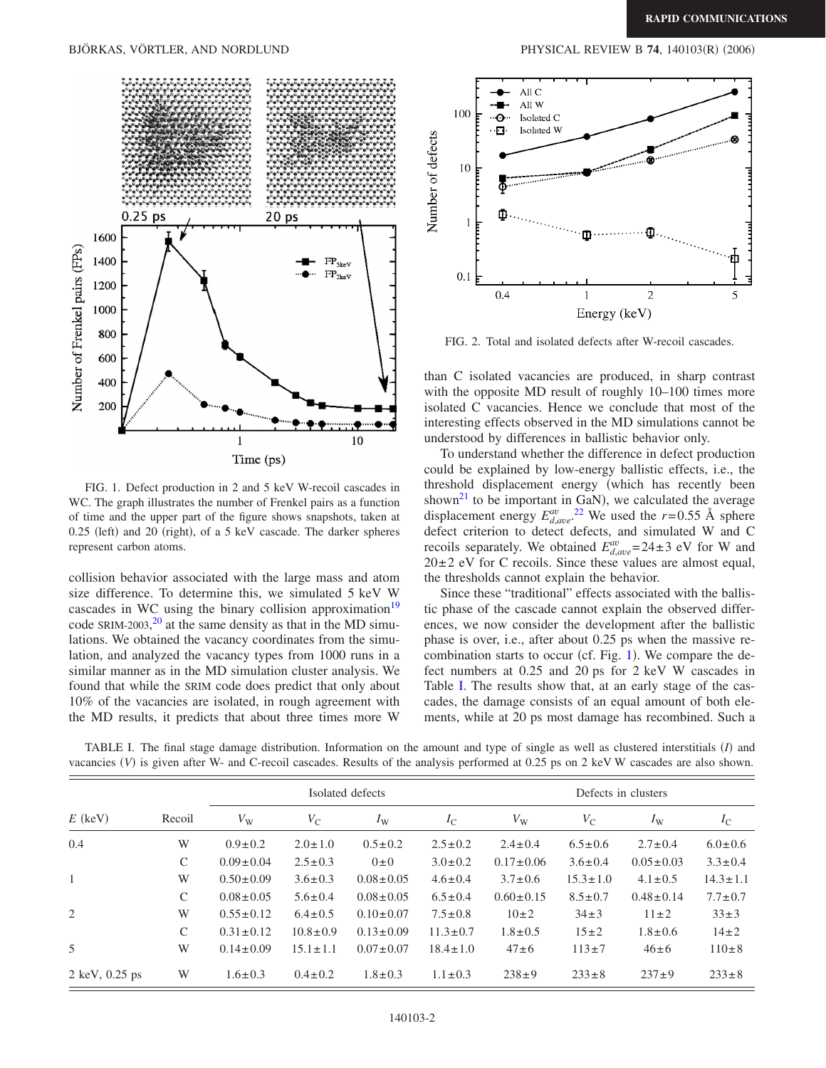FIG. 1. Defect production in 2 and 5 keV W-recoil cascades in WC. The graph illustrates the number of Frenkel pairs as a function of time and the upper part of the figure shows snapshots, taken at 0.25 (left) and 20 (right), of a 5 keV cascade. The darker spheres represent carbon atoms.

FIG. 2. Total and isolated defects after W-recoil cascades.

collision behavior associated with the large mass and atom size difference. To determine this, we simulated 5 keV W cascades in WC using the binary collision approximation[19] code SRIM-2003,[20] at the same density as that in the MD simulations. We obtained the vacancy coordinates from the simulation, and analyzed the vacancy types from 1000 runs in a similar manner as in the MD simulation cluster analysis. We found that while the SRIM code does predict that only about 10% of the vacancies are isolated, in rough agreement with the MD results, it predicts that about three times more W than C isolated vacancies are produced, in sharp contrast with the opposite MD result of roughly 10–100 times more isolated C vacancies. Hence we conclude that most of the interesting effects observed in the MD simulations cannot be understood by differences in ballistic behavior only.

To understand whether the difference in defect production could be explained by low-energy ballistic effects, i.e., the threshold displacement energy (which has recently been shown[21] to be important in GaN), we calculated the average displacement energy $E^{av}_{d,ave}$.[22] We used the $r=0.55$ Å sphere defect criterion to detect defects, and simulated W and C recoils separately. We obtained $E^{av}_{d,ave}=24\pm3$ eV for W and $20\pm2$ eV for C recoils. Since these values are almost equal, the thresholds cannot explain the behavior.

Since these "traditional" effects associated with the ballistic phase of the cascade cannot explain the observed differences, we now consider the development after the ballistic phase is over, i.e., after about 0.25 ps when the massive recombination starts to occur (cf. Fig. 1). We compare the defect numbers at 0.25 and 20 ps for 2 keV W cascades in Table I. The results show that, at an early stage of the cascades, the damage consists of an equal amount of both elements, while at 20 ps most damage has recombined. Such a

TABLE I. The final stage damage distribution. Information on the amount and type of single as well as clustered interstitials ($I$) and vacancies ($V$) is given after W- and C-recoil cascades. Results of the analysis performed at 0.25 ps on 2 keV W cascades are also shown.

| | | Isolated defects | | | | Defects in clusters | | | |
|---|---|---|---|---|---|---|---|---|---|
| $E$ (keV) | Recoil | $V_W$ | $V_C$ | $I_W$ | $I_C$ | $V_W$ | $V_C$ | $I_W$ | $I_C$ |
| 0.4 | W | 0.9±0.2 | 2.0±1.0 | 0.5±0.2 | 2.5±0.2 | 2.4±0.4 | 6.5±0.6 | 2.7±0.4 | 6.0±0.6 |
| | C | 0.09±0.04 | 2.5±0.3 | 0±0 | 3.0±0.2 | 0.17±0.06 | 3.6±0.4 | 0.05±0.03 | 3.3±0.4 |
| 1 | W | 0.50±0.09 | 3.6±0.3 | 0.08±0.05 | 4.6±0.4 | 3.7±0.6 | 15.3±1.0 | 4.1±0.5 | 14.3±1.1 |
| | C | 0.08±0.05 | 5.6±0.4 | 0.08±0.05 | 6.5±0.4 | 0.60±0.15 | 8.5±0.7 | 0.48±0.14 | 7.7±0.7 |
| 2 | W | 0.55±0.12 | 6.4±0.5 | 0.10±0.07 | 7.5±0.8 | 10±2 | 34±3 | 11±2 | 33±3 |
| | C | 0.31±0.12 | 10.8±0.9 | 0.13±0.09 | 11.3±0.7 | 1.8±0.5 | 15±2 | 1.8±0.6 | 14±2 |
| 5 | W | 0.14±0.09 | 15.1±1.1 | 0.07±0.07 | 18.4±1.0 | 47±6 | 113±7 | 46±6 | 110±8 |
| 2 keV, 0.25 ps | W | 1.6±0.3 | 0.4±0.2 | 1.8±0.3 | 1.1±0.3 | 238±9 | 233±8 | 237±9 | 233±8 |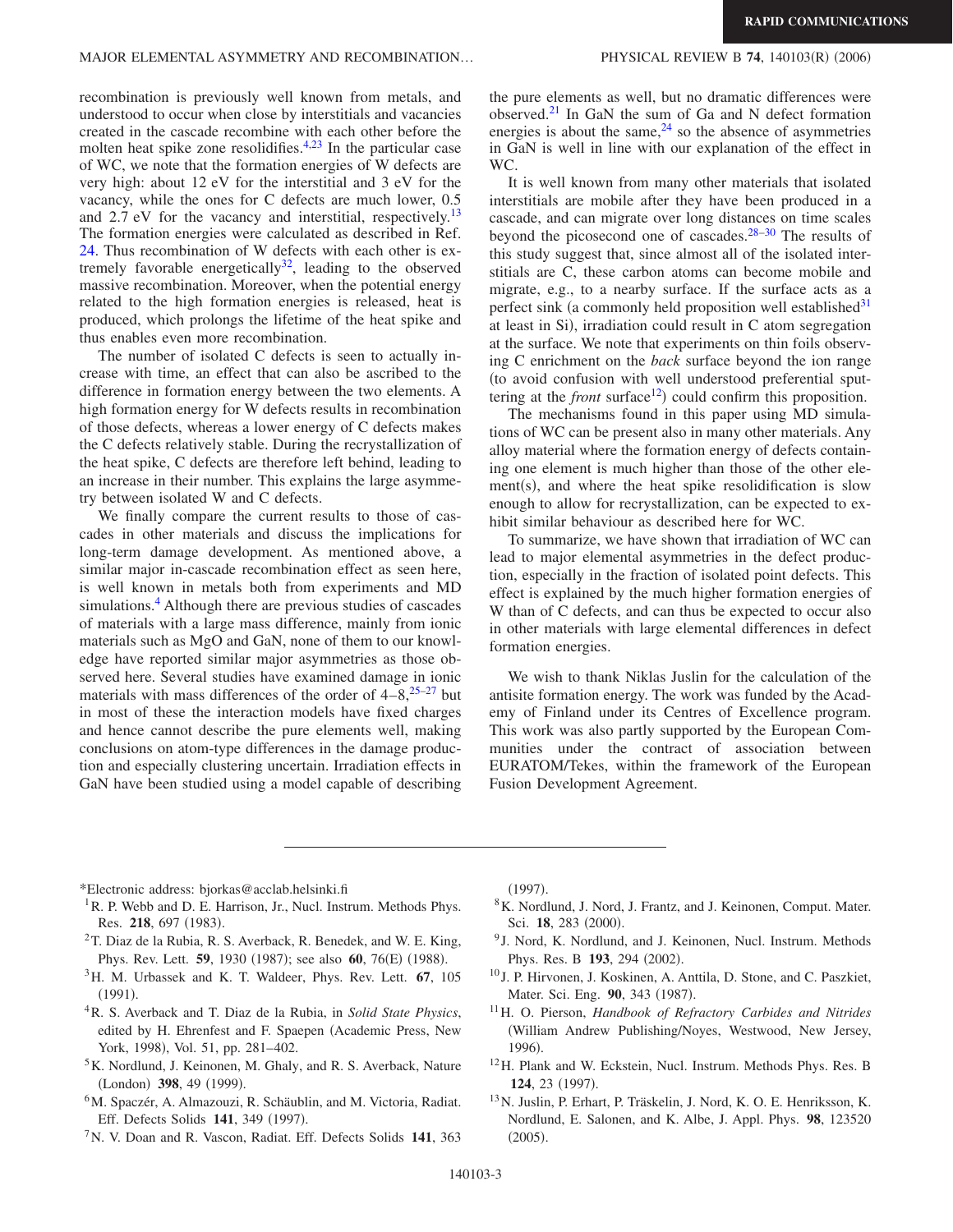recombination is previously well known from metals, and understood to occur when close by interstitials and vacancies created in the cascade recombine with each other before the molten heat spike zone resolidifies.[4,23] In the particular case of WC, we note that the formation energies of W defects are very high: about 12 eV for the interstitial and 3 eV for the vacancy, while the ones for C defects are much lower, 0.5 and 2.7 eV for the vacancy and interstitial, respectively.[13] The formation energies were calculated as described in Ref. 24. Thus recombination of W defects with each other is extremely favorable energetically[32], leading to the observed massive recombination. Moreover, when the potential energy related to the high formation energies is released, heat is produced, which prolongs the lifetime of the heat spike and thus enables even more recombination.

The number of isolated C defects is seen to actually increase with time, an effect that can also be ascribed to the difference in formation energy between the two elements. A high formation energy for W defects results in recombination of those defects, whereas a lower energy of C defects makes the C defects relatively stable. During the recrystallization of the heat spike, C defects are therefore left behind, leading to an increase in their number. This explains the large asymmetry between isolated W and C defects.

We finally compare the current results to those of cascades in other materials and discuss the implications for long-term damage development. As mentioned above, a similar major in-cascade recombination effect as seen here, is well known in metals both from experiments and MD simulations.[4] Although there are previous studies of cascades of materials with a large mass difference, mainly from ionic materials such as MgO and GaN, none of them to our knowledge have reported similar major asymmetries as those observed here. Several studies have examined damage in ionic materials with mass differences of the order of 4–8,[25–27] but in most of these the interaction models have fixed charges and hence cannot describe the pure elements well, making conclusions on atom-type differences in the damage production and especially clustering uncertain. Irradiation effects in GaN have been studied using a model capable of describing the pure elements as well, but no dramatic differences were observed.[21] In GaN the sum of Ga and N defect formation energies is about the same,[24] so the absence of asymmetries in GaN is well in line with our explanation of the effect in WC.

It is well known from many other materials that isolated interstitials are mobile after they have been produced in a cascade, and can migrate over long distances on time scales beyond the picosecond one of cascades.[28–30] The results of this study suggest that, since almost all of the isolated interstitials are C, these carbon atoms can become mobile and migrate, e.g., to a nearby surface. If the surface acts as a perfect sink (a commonly held proposition well established[31] at least in Si), irradiation could result in C atom segregation at the surface. We note that experiments on thin foils observing C enrichment on the *back* surface beyond the ion range (to avoid confusion with well understood preferential sputtering at the *front* surface[12]) could confirm this proposition.

The mechanisms found in this paper using MD simulations of WC can be present also in many other materials. Any alloy material where the formation energy of defects containing one element is much higher than those of the other element(s), and where the heat spike resolidification is slow enough to allow for recrystallization, can be expected to exhibit similar behaviour as described here for WC.

To summarize, we have shown that irradiation of WC can lead to major elemental asymmetries in the defect production, especially in the fraction of isolated point defects. This effect is explained by the much higher formation energies of W than of C defects, and can thus be expected to occur also in other materials with large elemental differences in defect formation energies.

We wish to thank Niklas Juslin for the calculation of the antisite formation energy. The work was funded by the Academy of Finland under its Centres of Excellence program. This work was also partly supported by the European Communities under the contract of association between EURATOM/Tekes, within the framework of the European Fusion Development Agreement.

---

*Electronic address: bjorkas@acclab.helsinki.fi

[1] R. P. Webb and D. E. Harrison, Jr., Nucl. Instrum. Methods Phys. Res. **218**, 697 (1983).

[2] T. Diaz de la Rubia, R. S. Averback, R. Benedek, and W. E. King, Phys. Rev. Lett. **59**, 1930 (1987); see also **60**, 76(E) (1988).

[3] H. M. Urbassek and K. T. Waldeer, Phys. Rev. Lett. **67**, 105 (1991).

[4] R. S. Averback and T. Diaz de la Rubia, in *Solid State Physics*, edited by H. Ehrenfest and F. Spaepen (Academic Press, New York, 1998), Vol. 51, pp. 281–402.

[5] K. Nordlund, J. Keinonen, M. Ghaly, and R. S. Averback, Nature (London) **398**, 49 (1999).

[6] M. Spaczér, A. Almazouzi, R. Schäublin, and M. Victoria, Radiat. Eff. Defects Solids **141**, 349 (1997).

[7] N. V. Doan and R. Vascon, Radiat. Eff. Defects Solids **141**, 363 (1997).

[8] K. Nordlund, J. Nord, J. Frantz, and J. Keinonen, Comput. Mater. Sci. **18**, 283 (2000).

[9] J. Nord, K. Nordlund, and J. Keinonen, Nucl. Instrum. Methods Phys. Res. B **193**, 294 (2002).

[10] J. P. Hirvonen, J. Koskinen, A. Anttila, D. Stone, and C. Paszkiet, Mater. Sci. Eng. **90**, 343 (1987).

[11] H. O. Pierson, *Handbook of Refractory Carbides and Nitrides* (William Andrew Publishing/Noyes, Westwood, New Jersey, 1996).

[12] H. Plank and W. Eckstein, Nucl. Instrum. Methods Phys. Res. B **124**, 23 (1997).

[13] N. Juslin, P. Erhart, P. Träskelin, J. Nord, K. O. E. Henriksson, K. Nordlund, E. Salonen, and K. Albe, J. Appl. Phys. **98**, 123520 (2005).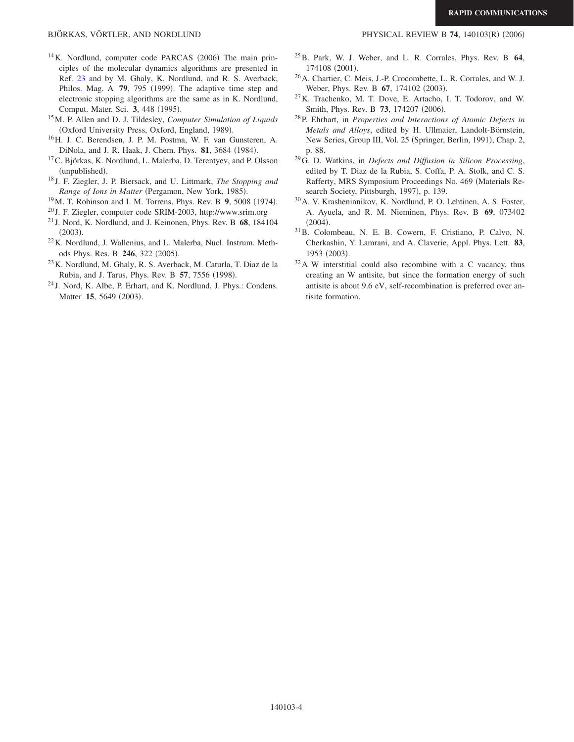[14] K. Nordlund, computer code PARCAS (2006) The main principles of the molecular dynamics algorithms are presented in Ref. 23 and by M. Ghaly, K. Nordlund, and R. S. Averback, Philos. Mag. A **79**, 795 (1999). The adaptive time step and electronic stopping algorithms are the same as in K. Nordlund, Comput. Mater. Sci. **3**, 448 (1995).

[15] M. P. Allen and D. J. Tildesley, *Computer Simulation of Liquids* (Oxford University Press, Oxford, England, 1989).

[16] H. J. C. Berendsen, J. P. M. Postma, W. F. van Gunsteren, A. DiNola, and J. R. Haak, J. Chem. Phys. **81**, 3684 (1984).

[17] C. Björkas, K. Nordlund, L. Malerba, D. Terentyev, and P. Olsson (unpublished).

[18] J. F. Ziegler, J. P. Biersack, and U. Littmark, *The Stopping and Range of Ions in Matter* (Pergamon, New York, 1985).

[19] M. T. Robinson and I. M. Torrens, Phys. Rev. B **9**, 5008 (1974).

[20] J. F. Ziegler, computer code SRIM-2003, http://www.srim.org

[21] J. Nord, K. Nordlund, and J. Keinonen, Phys. Rev. B **68**, 184104 (2003).

[22] K. Nordlund, J. Wallenius, and L. Malerba, Nucl. Instrum. Methods Phys. Res. B **246**, 322 (2005).

[23] K. Nordlund, M. Ghaly, R. S. Averback, M. Caturla, T. Diaz de la Rubia, and J. Tarus, Phys. Rev. B **57**, 7556 (1998).

[24] J. Nord, K. Albe, P. Erhart, and K. Nordlund, J. Phys.: Condens. Matter **15**, 5649 (2003).

[25] B. Park, W. J. Weber, and L. R. Corrales, Phys. Rev. B **64**, 174108 (2001).

[26] A. Chartier, C. Meis, J.-P. Crocombette, L. R. Corrales, and W. J. Weber, Phys. Rev. B **67**, 174102 (2003).

[27] K. Trachenko, M. T. Dove, E. Artacho, I. T. Todorov, and W. Smith, Phys. Rev. B **73**, 174207 (2006).

[28] P. Ehrhart, in *Properties and Interactions of Atomic Defects in Metals and Alloys*, edited by H. Ullmaier, Landolt-Börnstein, New Series, Group III, Vol. 25 (Springer, Berlin, 1991), Chap. 2, p. 88.

[29] G. D. Watkins, in *Defects and Diffusion in Silicon Processing*, edited by T. Diaz de la Rubia, S. Coffa, P. A. Stolk, and C. S. Rafferty, MRS Symposium Proceedings No. 469 (Materials Research Society, Pittsburgh, 1997), p. 139.

[30] A. V. Krasheninnikov, K. Nordlund, P. O. Lehtinen, A. S. Foster, A. Ayuela, and R. M. Nieminen, Phys. Rev. B **69**, 073402 (2004).

[31] B. Colombeau, N. E. B. Cowern, F. Cristiano, P. Calvo, N. Cherkashin, Y. Lamrani, and A. Claverie, Appl. Phys. Lett. **83**, 1953 (2003).

[32] A W interstitial could also recombine with a C vacancy, thus creating an W antisite, but since the formation energy of such antisite is about 9.6 eV, self-recombination is preferred over antisite formation.